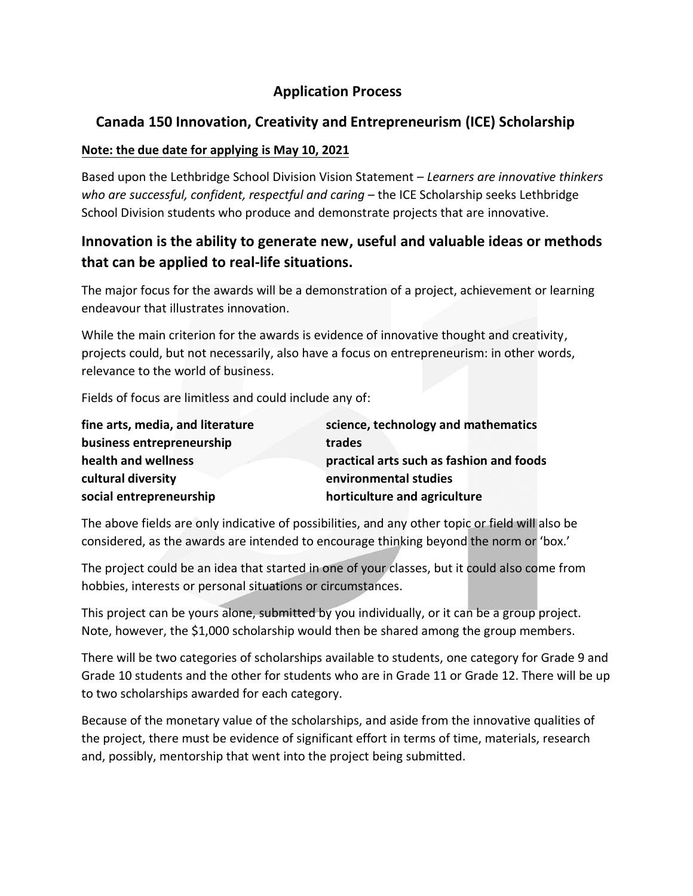# Application Process

## Canada 150 Innovation, Creativity and Entrepreneurism (ICE) Scholarship

**Note: the due date for applying is May 10, 2021**

Based upon the Lethbridge School Division Vision Statement – *Learners are innovative thinkers who are successful, confident, respectful and caring* – the ICE Scholarship seeks Lethbridge School Division students who produce and demonstrate projects that are innovative.

## Innovation is the ability to generate new, useful and valuable ideas or methods that can be applied to real-life situations.

The major focus for the awards will be a demonstration of a project, achievement or learning endeavour that illustrates innovation.

While the main criterion for the awards is evidence of innovative thought and creativity, projects could, but not necessarily, also have a focus on entrepreneurism: in other words, relevance to the world of business.

Fields of focus are limitless and could include any of:

- **fine arts, media, and literature**
- **business entrepreneurship**
- **health and wellness**
- **cultural diversity**
- **social entrepreneurship**
- **science, technology and mathematics**
- **trades**
- **practical arts such as fashion and foods**
- **environmental studies**
- **horticulture and agriculture**

The above fields are only indicative of possibilities, and any other topic or field will also be considered, as the awards are intended to encourage thinking beyond the norm or 'box.'

The project could be an idea that started in one of your classes, but it could also come from hobbies, interests or personal situations or circumstances.

This project can be yours alone, submitted by you individually, or it can be a group project. Note, however, the $1,000 scholarship would then be shared among the group members.

There will be two categories of scholarships available to students, one category for Grade 9 and Grade 10 students and the other for students who are in Grade 11 or Grade 12. There will be up to two scholarships awarded for each category.

Because of the monetary value of the scholarships, and aside from the innovative qualities of the project, there must be evidence of significant effort in terms of time, materials, research and, possibly, mentorship that went into the project being submitted.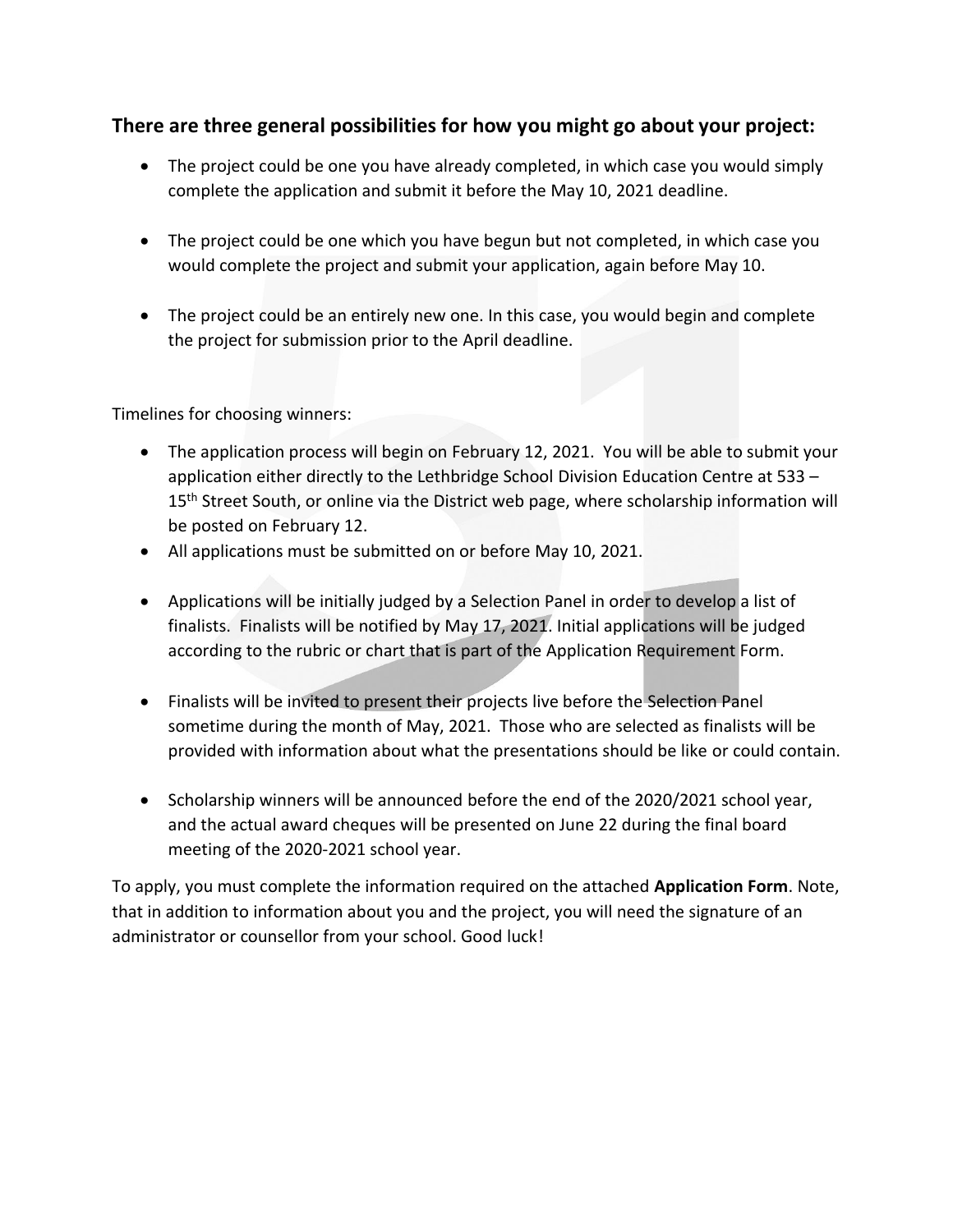## There are three general possibilities for how you might go about your project:

- The project could be one you have already completed, in which case you would simply complete the application and submit it before the May 10, 2021 deadline.

- The project could be one which you have begun but not completed, in which case you would complete the project and submit your application, again before May 10.

- The project could be an entirely new one. In this case, you would begin and complete the project for submission prior to the April deadline.

Timelines for choosing winners:

- The application process will begin on February 12, 2021. You will be able to submit your application either directly to the Lethbridge School Division Education Centre at 533 – 15th Street South, or online via the District web page, where scholarship information will be posted on February 12.
- All applications must be submitted on or before May 10, 2021.

- Applications will be initially judged by a Selection Panel in order to develop a list of finalists. Finalists will be notified by May 17, 2021. Initial applications will be judged according to the rubric or chart that is part of the Application Requirement Form.

- Finalists will be invited to present their projects live before the Selection Panel sometime during the month of May, 2021. Those who are selected as finalists will be provided with information about what the presentations should be like or could contain.

- Scholarship winners will be announced before the end of the 2020/2021 school year, and the actual award cheques will be presented on June 22 during the final board meeting of the 2020-2021 school year.

To apply, you must complete the information required on the attached **Application Form**. Note, that in addition to information about you and the project, you will need the signature of an administrator or counsellor from your school. Good luck!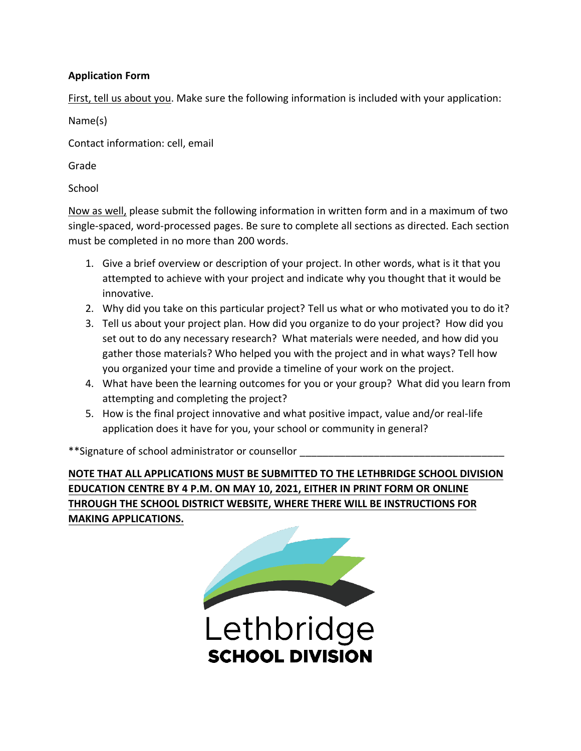**Application Form**

First, tell us about you. Make sure the following information is included with your application:

Name(s)

Contact information: cell, email

Grade

School

Now as well, please submit the following information in written form and in a maximum of two single-spaced, word-processed pages. Be sure to complete all sections as directed. Each section must be completed in no more than 200 words.

1. Give a brief overview or description of your project. In other words, what is it that you attempted to achieve with your project and indicate why you thought that it would be innovative.
2. Why did you take on this particular project? Tell us what or who motivated you to do it?
3. Tell us about your project plan. How did you organize to do your project? How did you set out to do any necessary research? What materials were needed, and how did you gather those materials? Who helped you with the project and in what ways? Tell how you organized your time and provide a timeline of your work on the project.
4. What have been the learning outcomes for you or your group? What did you learn from attempting and completing the project?
5. How is the final project innovative and what positive impact, value and/or real-life application does it have for you, your school or community in general?

**Signature of school administrator or counsellor ____________________________________

**NOTE THAT ALL APPLICATIONS MUST BE SUBMITTED TO THE LETHBRIDGE SCHOOL DIVISION EDUCATION CENTRE BY 4 P.M. ON MAY 10, 2021, EITHER IN PRINT FORM OR ONLINE THROUGH THE SCHOOL DISTRICT WEBSITE, WHERE THERE WILL BE INSTRUCTIONS FOR MAKING APPLICATIONS.**

Lethbridge
SCHOOL DIVISION